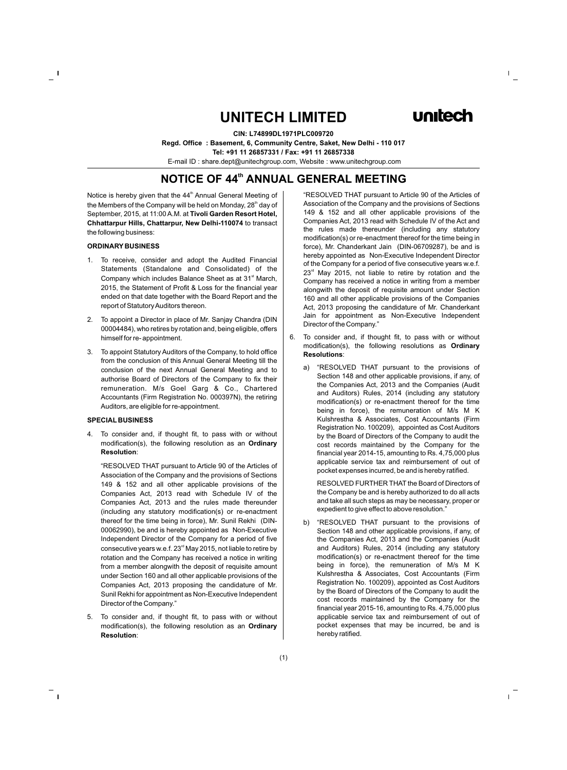# UNITECH LIMITED

**CIN: L74899DL1971PLC009720**

**Regd. Office : Basement, 6, Community Centre, Saket, New Delhi - 110 017**

**Tel: +91 11 26857331 / Fax: +91 11 26857338**

E-mail ID : share.dept@unitechgroup.com, Website : www.unitechgroup.com

## NOTICE OF 44th ANNUAL GENERAL MEETING

Notice is hereby given that the 44th Annual General Meeting of the Members of the Company will be held on Monday, 28th day of September, 2015, at 11:00 A.M. at **Tivoli Garden Resort Hotel, Chhattarpur Hills, Chattarpur, New Delhi-110074** to transact the following business:

### ORDINARY BUSINESS

1. To receive, consider and adopt the Audited Financial Statements (Standalone and Consolidated) of the Company which includes Balance Sheet as at 31st March, 2015, the Statement of Profit & Loss for the financial year ended on that date together with the Board Report and the report of Statutory Auditors thereon.

2. To appoint a Director in place of Mr. Sanjay Chandra (DIN 00004484), who retires by rotation and, being eligible, offers himself for re- appointment.

3. To appoint Statutory Auditors of the Company, to hold office from the conclusion of this Annual General Meeting till the conclusion of the next Annual General Meeting and to authorise Board of Directors of the Company to fix their remuneration. M/s Goel Garg & Co., Chartered Accountants (Firm Registration No. 000397N), the retiring Auditors, are eligible for re-appointment.

### SPECIAL BUSINESS

4. To consider and, if thought fit, to pass with or without modification(s), the following resolution as an **Ordinary Resolution**:

   "RESOLVED THAT pursuant to Article 90 of the Articles of Association of the Company and the provisions of Sections 149 & 152 and all other applicable provisions of the Companies Act, 2013 read with Schedule IV of the Companies Act, 2013 and the rules made thereunder (including any statutory modification(s) or re-enactment thereof for the time being in force), Mr. Sunil Rekhi (DIN-00062990), be and is hereby appointed as Non-Executive Independent Director of the Company for a period of five consecutive years w.e.f. 23rd May 2015, not liable to retire by rotation and the Company has received a notice in writing from a member alongwith the deposit of requisite amount under Section 160 and all other applicable provisions of the Companies Act, 2013 proposing the candidature of Mr. Sunil Rekhi for appointment as Non-Executive Independent Director of the Company."

5. To consider and, if thought fit, to pass with or without modification(s), the following resolution as an **Ordinary Resolution**:

   "RESOLVED THAT pursuant to Article 90 of the Articles of Association of the Company and the provisions of Sections 149 & 152 and all other applicable provisions of the Companies Act, 2013 read with Schedule IV of the Act and the rules made thereunder (including any statutory modification(s) or re-enactment thereof for the time being in force), Mr. Chanderkant Jain (DIN-06709287), be and is hereby appointed as Non-Executive Independent Director of the Company for a period of five consecutive years w.e.f. 23rd May 2015, not liable to retire by rotation and the Company has received a notice in writing from a member alongwith the deposit of requisite amount under Section 160 and all other applicable provisions of the Companies Act, 2013 proposing the candidature of Mr. Chanderkant Jain for appointment as Non-Executive Independent Director of the Company."

6. To consider and, if thought fit, to pass with or without modification(s), the following resolutions as **Ordinary Resolutions**:

   a) "RESOLVED THAT pursuant to the provisions of Section 148 and other applicable provisions, if any, of the Companies Act, 2013 and the Companies (Audit and Auditors) Rules, 2014 (including any statutory modification(s) or re-enactment thereof for the time being in force), the remuneration of M/s M K Kulshrestha & Associates, Cost Accountants (Firm Registration No. 100209), appointed as Cost Auditors by the Board of Directors of the Company to audit the cost records maintained by the Company for the financial year 2014-15, amounting to Rs. 4,75,000 plus applicable service tax and reimbursement of out of pocket expenses incurred, be and is hereby ratified.

      RESOLVED FURTHER THAT the Board of Directors of the Company be and is hereby authorized to do all acts and take all such steps as may be necessary, proper or expedient to give effect to above resolution."

   b) "RESOLVED THAT pursuant to the provisions of Section 148 and other applicable provisions, if any, of the Companies Act, 2013 and the Companies (Audit and Auditors) Rules, 2014 (including any statutory modification(s) or re-enactment thereof for the time being in force), the remuneration of M/s M K Kulshrestha & Associates, Cost Accountants (Firm Registration No. 100209), appointed as Cost Auditors by the Board of Directors of the Company to audit the cost records maintained by the Company for the financial year 2015-16, amounting to Rs. 4,75,000 plus applicable service tax and reimbursement of out of pocket expenses that may be incurred, be and is hereby ratified.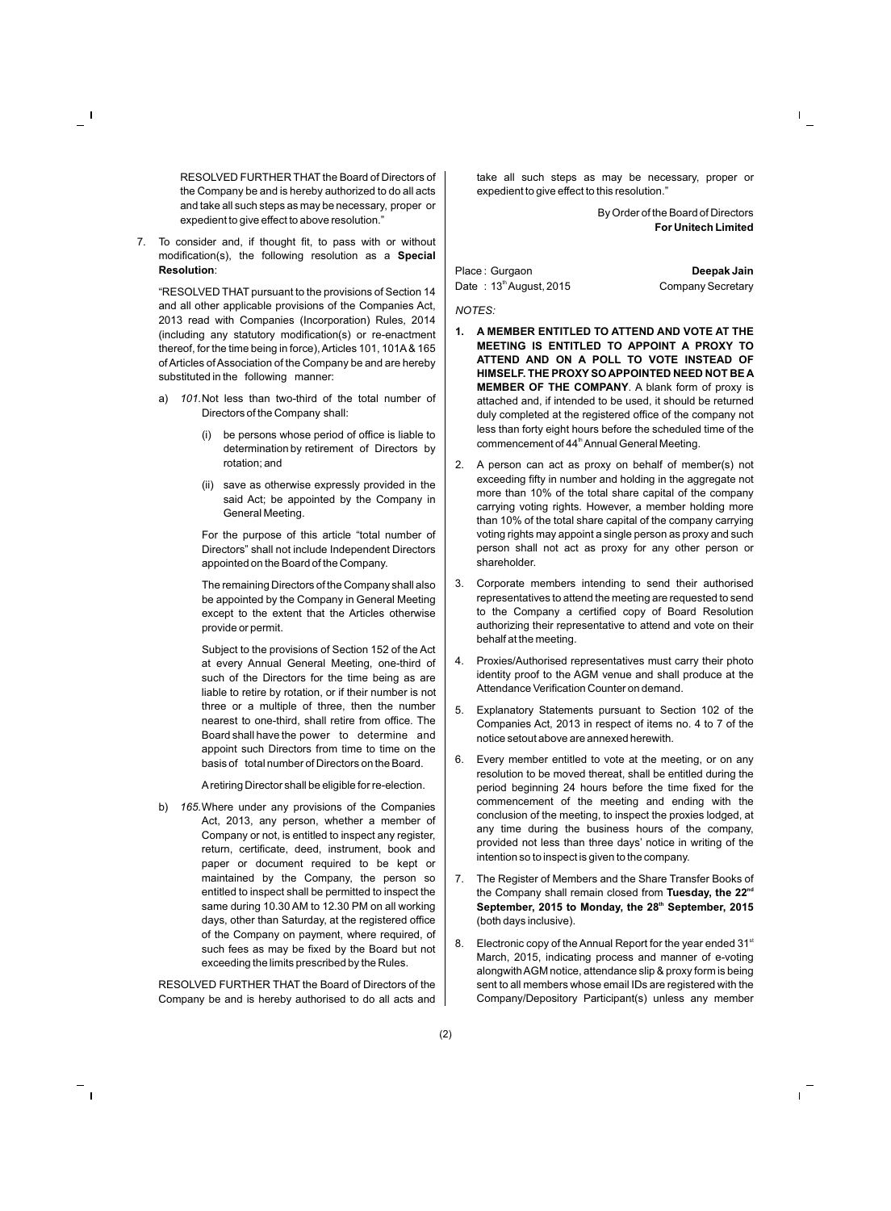RESOLVED FURTHER THAT the Board of Directors of the Company be and is hereby authorized to do all acts and take all such steps as may be necessary, proper or expedient to give effect to above resolution."

7. To consider and, if thought fit, to pass with or without modification(s), the following resolution as a **Special Resolution**:

"RESOLVED THAT pursuant to the provisions of Section 14 and all other applicable provisions of the Companies Act, 2013 read with Companies (Incorporation) Rules, 2014 (including any statutory modification(s) or re-enactment thereof, for the time being in force), Articles 101, 101A & 165 of Articles of Association of the Company be and are hereby substituted in the following manner:

a) *101.* Not less than two-third of the total number of Directors of the Company shall:

   (i) be persons whose period of office is liable to determination by retirement of Directors by rotation; and

   (ii) save as otherwise expressly provided in the said Act; be appointed by the Company in General Meeting.

   For the purpose of this article "total number of Directors" shall not include Independent Directors appointed on the Board of the Company.

   The remaining Directors of the Company shall also be appointed by the Company in General Meeting except to the extent that the Articles otherwise provide or permit.

   Subject to the provisions of Section 152 of the Act at every Annual General Meeting, one-third of such of the Directors for the time being as are liable to retire by rotation, or if their number is not three or a multiple of three, then the number nearest to one-third, shall retire from office. The Board shall have the power to determine and appoint such Directors from time to time on the basis of total number of Directors on the Board.

   A retiring Director shall be eligible for re-election.

b) *165.* Where under any provisions of the Companies Act, 2013, any person, whether a member of Company or not, is entitled to inspect any register, return, certificate, deed, instrument, book and paper or document required to be kept or maintained by the Company, the person so entitled to inspect shall be permitted to inspect the same during 10.30 AM to 12.30 PM on all working days, other than Saturday, at the registered office of the Company on payment, where required, of such fees as may be fixed by the Board but not exceeding the limits prescribed by the Rules.

RESOLVED FURTHER THAT the Board of Directors of the Company be and is hereby authorised to do all acts and take all such steps as may be necessary, proper or expedient to give effect to this resolution."

By Order of the Board of Directors
**For Unitech Limited**

Place : Gurgaon
Date : 13th August, 2015

**Deepak Jain**
Company Secretary

*NOTES:*

1. **A MEMBER ENTITLED TO ATTEND AND VOTE AT THE MEETING IS ENTITLED TO APPOINT A PROXY TO ATTEND AND ON A POLL TO VOTE INSTEAD OF HIMSELF. THE PROXY SO APPOINTED NEED NOT BE A MEMBER OF THE COMPANY**. A blank form of proxy is attached and, if intended to be used, it should be returned duly completed at the registered office of the company not less than forty eight hours before the scheduled time of the commencement of 44th Annual General Meeting.

2. A person can act as proxy on behalf of member(s) not exceeding fifty in number and holding in the aggregate not more than 10% of the total share capital of the company carrying voting rights. However, a member holding more than 10% of the total share capital of the company carrying voting rights may appoint a single person as proxy and such person shall not act as proxy for any other person or shareholder.

3. Corporate members intending to send their authorised representatives to attend the meeting are requested to send to the Company a certified copy of Board Resolution authorizing their representative to attend and vote on their behalf at the meeting.

4. Proxies/Authorised representatives must carry their photo identity proof to the AGM venue and shall produce at the Attendance Verification Counter on demand.

5. Explanatory Statements pursuant to Section 102 of the Companies Act, 2013 in respect of items no. 4 to 7 of the notice setout above are annexed herewith.

6. Every member entitled to vote at the meeting, or on any resolution to be moved thereat, shall be entitled during the period beginning 24 hours before the time fixed for the commencement of the meeting and ending with the conclusion of the meeting, to inspect the proxies lodged, at any time during the business hours of the company, provided not less than three days' notice in writing of the intention so to inspect is given to the company.

7. The Register of Members and the Share Transfer Books of the Company shall remain closed from **Tuesday, the 22nd September, 2015 to Monday, the 28th September, 2015** (both days inclusive).

8. Electronic copy of the Annual Report for the year ended 31st March, 2015, indicating process and manner of e-voting alongwith AGM notice, attendance slip & proxy form is being sent to all members whose email IDs are registered with the Company/Depository Participant(s) unless any member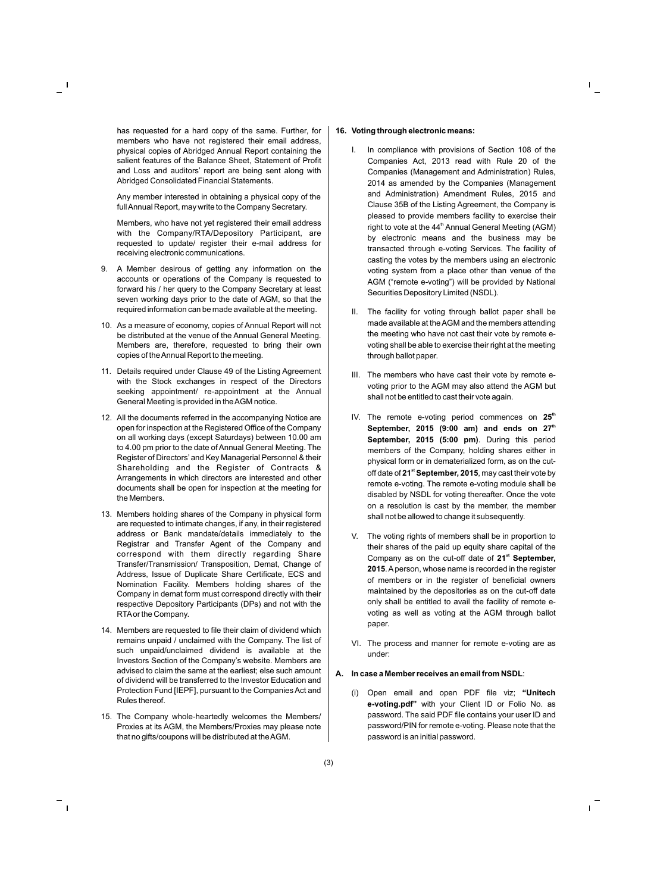has requested for a hard copy of the same. Further, for members who have not registered their email address, physical copies of Abridged Annual Report containing the salient features of the Balance Sheet, Statement of Profit and Loss and auditors' report are being sent along with Abridged Consolidated Financial Statements.

Any member interested in obtaining a physical copy of the full Annual Report, may write to the Company Secretary.

Members, who have not yet registered their email address with the Company/RTA/Depository Participant, are requested to update/ register their e-mail address for receiving electronic communications.

9. A Member desirous of getting any information on the accounts or operations of the Company is requested to forward his / her query to the Company Secretary at least seven working days prior to the date of AGM, so that the required information can be made available at the meeting.

10. As a measure of economy, copies of Annual Report will not be distributed at the venue of the Annual General Meeting. Members are, therefore, requested to bring their own copies of the Annual Report to the meeting.

11. Details required under Clause 49 of the Listing Agreement with the Stock exchanges in respect of the Directors seeking appointment/ re-appointment at the Annual General Meeting is provided in the AGM notice.

12. All the documents referred in the accompanying Notice are open for inspection at the Registered Office of the Company on all working days (except Saturdays) between 10.00 am to 4.00 pm prior to the date of Annual General Meeting. The Register of Directors' and Key Managerial Personnel & their Shareholding and the Register of Contracts & Arrangements in which directors are interested and other documents shall be open for inspection at the meeting for the Members.

13. Members holding shares of the Company in physical form are requested to intimate changes, if any, in their registered address or Bank mandate/details immediately to the Registrar and Transfer Agent of the Company and correspond with them directly regarding Share Transfer/Transmission/ Transposition, Demat, Change of Address, Issue of Duplicate Share Certificate, ECS and Nomination Facility. Members holding shares of the Company in demat form must correspond directly with their respective Depository Participants (DPs) and not with the RTA or the Company.

14. Members are requested to file their claim of dividend which remains unpaid / unclaimed with the Company. The list of such unpaid/unclaimed dividend is available at the Investors Section of the Company's website. Members are advised to claim the same at the earliest; else such amount of dividend will be transferred to the Investor Education and Protection Fund [IEPF], pursuant to the Companies Act and Rules thereof.

15. The Company whole-heartedly welcomes the Members/ Proxies at its AGM, the Members/Proxies may please note that no gifts/coupons will be distributed at the AGM.

16. **Voting through electronic means:**

I. In compliance with provisions of Section 108 of the Companies Act, 2013 read with Rule 20 of the Companies (Management and Administration) Rules, 2014 as amended by the Companies (Management and Administration) Amendment Rules, 2015 and Clause 35B of the Listing Agreement, the Company is pleased to provide members facility to exercise their right to vote at the 44th Annual General Meeting (AGM) by electronic means and the business may be transacted through e-voting Services. The facility of casting the votes by the members using an electronic voting system from a place other than venue of the AGM ("remote e-voting") will be provided by National Securities Depository Limited (NSDL).

II. The facility for voting through ballot paper shall be made available at the AGM and the members attending the meeting who have not cast their vote by remote e-voting shall be able to exercise their right at the meeting through ballot paper.

III. The members who have cast their vote by remote e-voting prior to the AGM may also attend the AGM but shall not be entitled to cast their vote again.

IV. The remote e-voting period commences on **25th September, 2015 (9:00 am) and ends on 27th September, 2015 (5:00 pm)**. During this period members of the Company, holding shares either in physical form or in dematerialized form, as on the cut-off date of **21st September, 2015**, may cast their vote by remote e-voting. The remote e-voting module shall be disabled by NSDL for voting thereafter. Once the vote on a resolution is cast by the member, the member shall not be allowed to change it subsequently.

V. The voting rights of members shall be in proportion to their shares of the paid up equity share capital of the Company as on the cut-off date of **21st September, 2015**. A person, whose name is recorded in the register of members or in the register of beneficial owners maintained by the depositories as on the cut-off date only shall be entitled to avail the facility of remote e-voting as well as voting at the AGM through ballot paper.

VI. The process and manner for remote e-voting are as under:

**A. In case a Member receives an email from NSDL**:

(i) Open email and open PDF file viz; **"Unitech e-voting.pdf"** with your Client ID or Folio No. as password. The said PDF file contains your user ID and password/PIN for remote e-voting. Please note that the password is an initial password.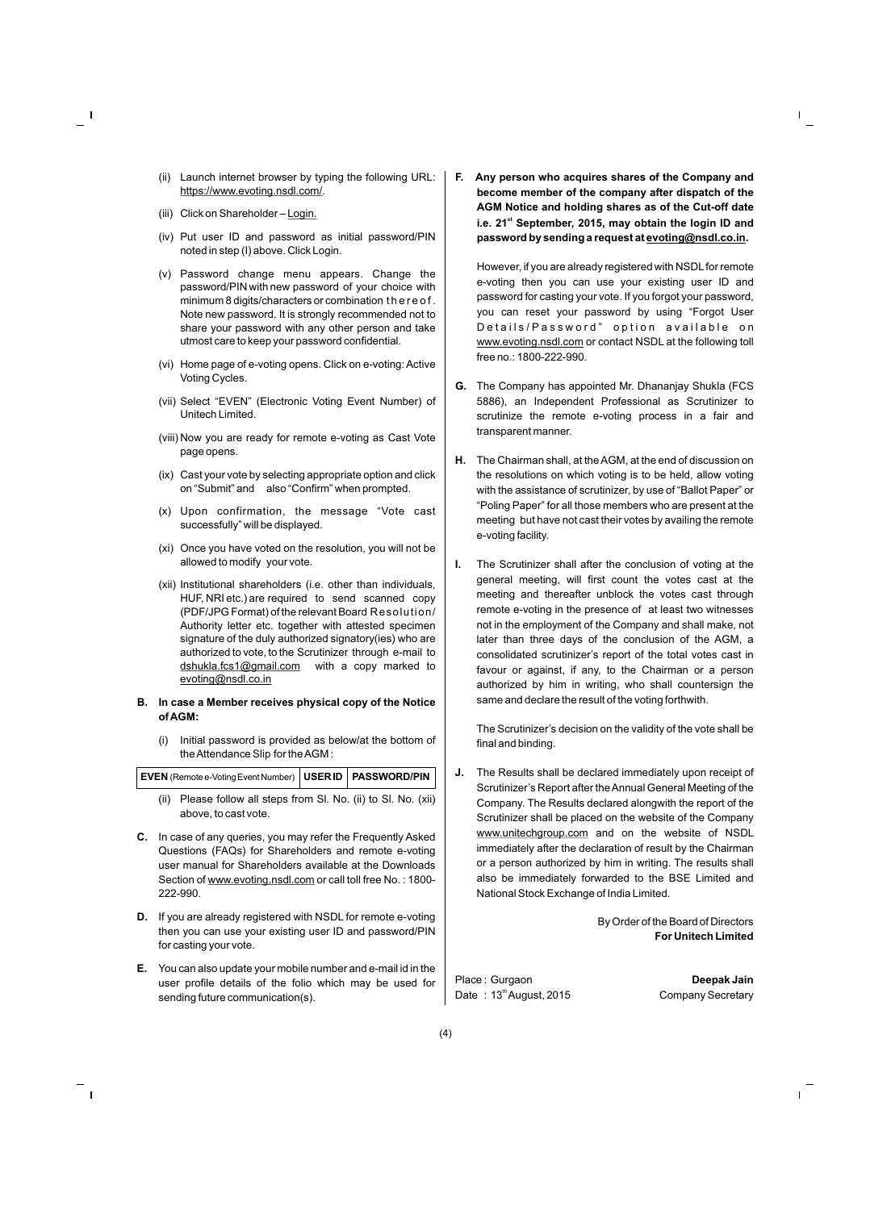(ii) Launch internet browser by typing the following URL: https://www.evoting.nsdl.com/.

(iii) Click on Shareholder – Login.

(iv) Put user ID and password as initial password/PIN noted in step (I) above. Click Login.

(v) Password change menu appears. Change the password/PIN with new password of your choice with minimum 8 digits/characters or combination thereof. Note new password. It is strongly recommended not to share your password with any other person and take utmost care to keep your password confidential.

(vi) Home page of e-voting opens. Click on e-voting: Active Voting Cycles.

(vii) Select "EVEN" (Electronic Voting Event Number) of Unitech Limited.

(viii) Now you are ready for remote e-voting as Cast Vote page opens.

(ix) Cast your vote by selecting appropriate option and click on "Submit" and also "Confirm" when prompted.

(x) Upon confirmation, the message "Vote cast successfully" will be displayed.

(xi) Once you have voted on the resolution, you will not be allowed to modify your vote.

(xii) Institutional shareholders (i.e. other than individuals, HUF, NRI etc.) are required to send scanned copy (PDF/JPG Format) of the relevant Board Resolution/ Authority letter etc. together with attested specimen signature of the duly authorized signatory(ies) who are authorized to vote, to the Scrutinizer through e-mail to dshukla.fcs1@gmail.com with a copy marked to evoting@nsdl.co.in

**B. In case a Member receives physical copy of the Notice of AGM:**

(i) Initial password is provided as below/at the bottom of the Attendance Slip for the AGM :

| **EVEN** (Remote e-Voting Event Number) | **USER ID** | **PASSWORD/PIN** |
|---|---|---|

(ii) Please follow all steps from Sl. No. (ii) to Sl. No. (xii) above, to cast vote.

**C.** In case of any queries, you may refer the Frequently Asked Questions (FAQs) for Shareholders and remote e-voting user manual for Shareholders available at the Downloads Section of www.evoting.nsdl.com or call toll free No. : 1800-222-990.

**D.** If you are already registered with NSDL for remote e-voting then you can use your existing user ID and password/PIN for casting your vote.

**E.** You can also update your mobile number and e-mail id in the user profile details of the folio which may be used for sending future communication(s).

**F. Any person who acquires shares of the Company and become member of the company after dispatch of the AGM Notice and holding shares as of the Cut-off date i.e. 21st September, 2015, may obtain the login ID and password by sending a request at evoting@nsdl.co.in.**

However, if you are already registered with NSDL for remote e-voting then you can use your existing user ID and password for casting your vote. If you forgot your password, you can reset your password by using "Forgot User Details/Password" option available on www.evoting.nsdl.com or contact NSDL at the following toll free no.: 1800-222-990.

**G.** The Company has appointed Mr. Dhananjay Shukla (FCS 5886), an Independent Professional as Scrutinizer to scrutinize the remote e-voting process in a fair and transparent manner.

**H.** The Chairman shall, at the AGM, at the end of discussion on the resolutions on which voting is to be held, allow voting with the assistance of scrutinizer, by use of "Ballot Paper" or "Poling Paper" for all those members who are present at the meeting but have not cast their votes by availing the remote e-voting facility.

**I.** The Scrutinizer shall after the conclusion of voting at the general meeting, will first count the votes cast at the meeting and thereafter unblock the votes cast through remote e-voting in the presence of at least two witnesses not in the employment of the Company and shall make, not later than three days of the conclusion of the AGM, a consolidated scrutinizer's report of the total votes cast in favour or against, if any, to the Chairman or a person authorized by him in writing, who shall countersign the same and declare the result of the voting forthwith.

The Scrutinizer's decision on the validity of the vote shall be final and binding.

**J.** The Results shall be declared immediately upon receipt of Scrutinizer's Report after the Annual General Meeting of the Company. The Results declared alongwith the report of the Scrutinizer shall be placed on the website of the Company www.unitechgroup.com and on the website of NSDL immediately after the declaration of result by the Chairman or a person authorized by him in writing. The results shall also be immediately forwarded to the BSE Limited and National Stock Exchange of India Limited.

By Order of the Board of Directors
**For Unitech Limited**

Place : Gurgaon
Date : 13th August, 2015

**Deepak Jain**
Company Secretary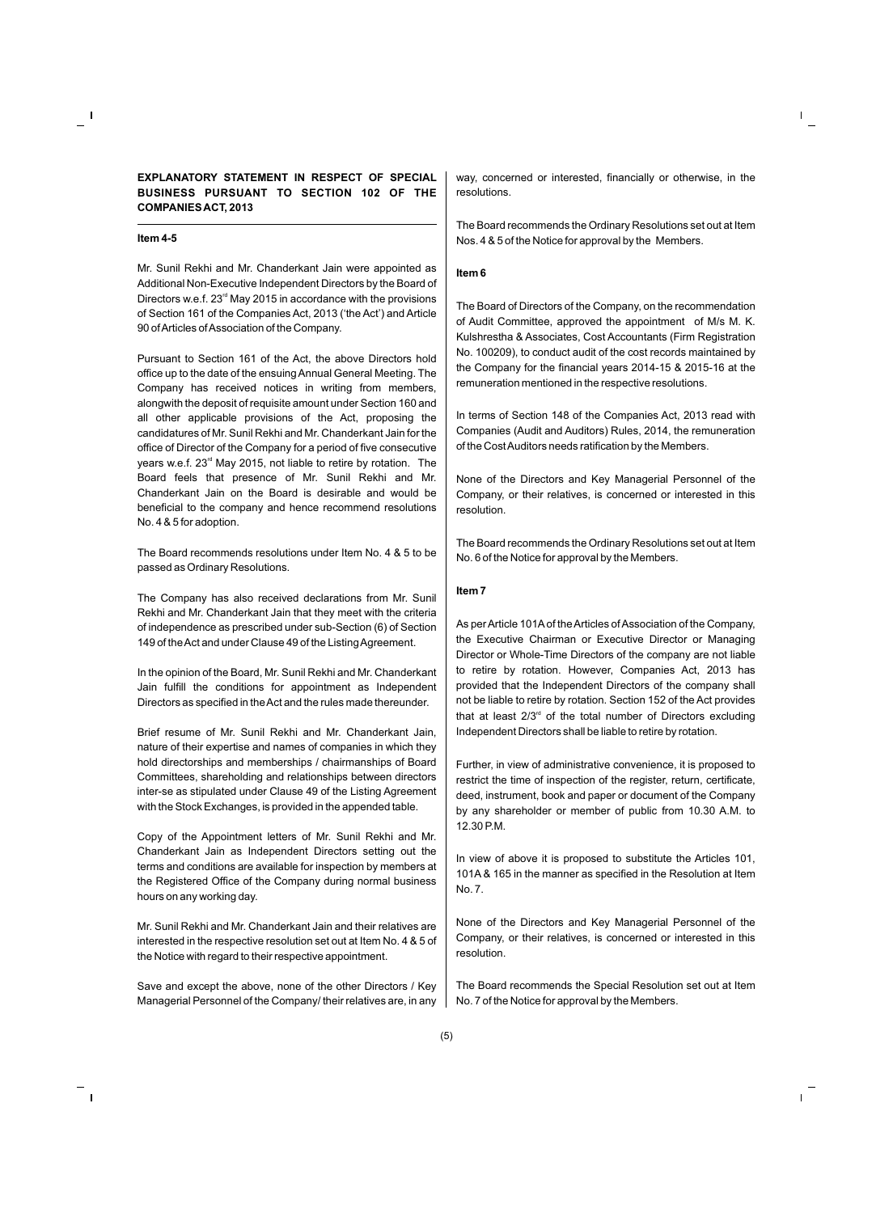**EXPLANATORY STATEMENT IN RESPECT OF SPECIAL BUSINESS PURSUANT TO SECTION 102 OF THE COMPANIES ACT, 2013**

**Item 4-5**

Mr. Sunil Rekhi and Mr. Chanderkant Jain were appointed as Additional Non-Executive Independent Directors by the Board of Directors w.e.f. 23rd May 2015 in accordance with the provisions of Section 161 of the Companies Act, 2013 ('the Act') and Article 90 of Articles of Association of the Company.

Pursuant to Section 161 of the Act, the above Directors hold office up to the date of the ensuing Annual General Meeting. The Company has received notices in writing from members, alongwith the deposit of requisite amount under Section 160 and all other applicable provisions of the Act, proposing the candidatures of Mr. Sunil Rekhi and Mr. Chanderkant Jain for the office of Director of the Company for a period of five consecutive years w.e.f. 23rd May 2015, not liable to retire by rotation. The Board feels that presence of Mr. Sunil Rekhi and Mr. Chanderkant Jain on the Board is desirable and would be beneficial to the company and hence recommend resolutions No. 4 & 5 for adoption.

The Board recommends resolutions under Item No. 4 & 5 to be passed as Ordinary Resolutions.

The Company has also received declarations from Mr. Sunil Rekhi and Mr. Chanderkant Jain that they meet with the criteria of independence as prescribed under sub-Section (6) of Section 149 of the Act and under Clause 49 of the Listing Agreement.

In the opinion of the Board, Mr. Sunil Rekhi and Mr. Chanderkant Jain fulfill the conditions for appointment as Independent Directors as specified in the Act and the rules made thereunder.

Brief resume of Mr. Sunil Rekhi and Mr. Chanderkant Jain, nature of their expertise and names of companies in which they hold directorships and memberships / chairmanships of Board Committees, shareholding and relationships between directors inter-se as stipulated under Clause 49 of the Listing Agreement with the Stock Exchanges, is provided in the appended table.

Copy of the Appointment letters of Mr. Sunil Rekhi and Mr. Chanderkant Jain as Independent Directors setting out the terms and conditions are available for inspection by members at the Registered Office of the Company during normal business hours on any working day.

Mr. Sunil Rekhi and Mr. Chanderkant Jain and their relatives are interested in the respective resolution set out at Item No. 4 & 5 of the Notice with regard to their respective appointment.

Save and except the above, none of the other Directors / Key Managerial Personnel of the Company/ their relatives are, in any way, concerned or interested, financially or otherwise, in the resolutions.

The Board recommends the Ordinary Resolutions set out at Item Nos. 4 & 5 of the Notice for approval by the Members.

**Item 6**

The Board of Directors of the Company, on the recommendation of Audit Committee, approved the appointment of M/s M. K. Kulshrestha & Associates, Cost Accountants (Firm Registration No. 100209), to conduct audit of the cost records maintained by the Company for the financial years 2014-15 & 2015-16 at the remuneration mentioned in the respective resolutions.

In terms of Section 148 of the Companies Act, 2013 read with Companies (Audit and Auditors) Rules, 2014, the remuneration of the Cost Auditors needs ratification by the Members.

None of the Directors and Key Managerial Personnel of the Company, or their relatives, is concerned or interested in this resolution.

The Board recommends the Ordinary Resolutions set out at Item No. 6 of the Notice for approval by the Members.

**Item 7**

As per Article 101A of the Articles of Association of the Company, the Executive Chairman or Executive Director or Managing Director or Whole-Time Directors of the company are not liable to retire by rotation. However, Companies Act, 2013 has provided that the Independent Directors of the company shall not be liable to retire by rotation. Section 152 of the Act provides that at least 2/3rd of the total number of Directors excluding Independent Directors shall be liable to retire by rotation.

Further, in view of administrative convenience, it is proposed to restrict the time of inspection of the register, return, certificate, deed, instrument, book and paper or document of the Company by any shareholder or member of public from 10.30 A.M. to 12.30 P.M.

In view of above it is proposed to substitute the Articles 101, 101A & 165 in the manner as specified in the Resolution at Item No. 7.

None of the Directors and Key Managerial Personnel of the Company, or their relatives, is concerned or interested in this resolution.

The Board recommends the Special Resolution set out at Item No. 7 of the Notice for approval by the Members.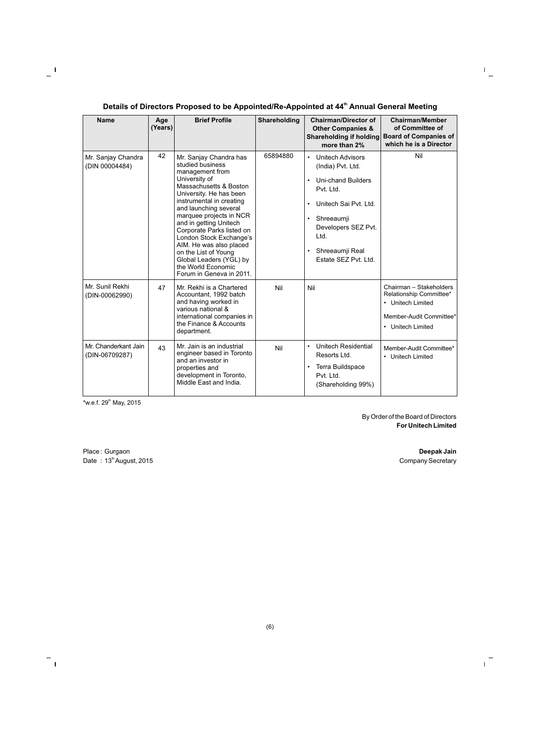### Details of Directors Proposed to be Appointed/Re-Appointed at 44th Annual General Meeting

| Name | Age (Years) | Brief Profile | Shareholding | Chairman/Director of Other Companies & Shareholding if holding more than 2% | Chairman/Member of Committee of Board of Companies of which he is a Director |
|---|---|---|---|---|---|
| Mr. Sanjay Chandra (DIN 00004484) | 42 | Mr. Sanjay Chandra has studied business management from University of Massachusetts & Boston University. He has been instrumental in creating and launching several marquee projects in NCR and in getting Unitech Corporate Parks listed on London Stock Exchange's AIM. He was also placed on the List of Young Global Leaders (YGL) by the World Economic Forum in Geneva in 2011. | 65894880 | • Unitech Advisors (India) Pvt. Ltd.<br>• Uni-chand Builders Pvt. Ltd.<br>• Unitech Sai Pvt. Ltd.<br>• Shreeaumji Developers SEZ Pvt. Ltd.<br>• Shreeaumji Real Estate SEZ Pvt. Ltd. | Nil |
| Mr. Sunil Rekhi (DIN-00062990) | 47 | Mr. Rekhi is a Chartered Accountant, 1992 batch and having worked in various national & international companies in the Finance & Accounts department. | Nil | Nil | Chairman – Stakeholders Relationship Committee*<br>• Unitech Limited<br>Member-Audit Committee*<br>• Unitech Limited |
| Mr. Chanderkant Jain (DIN-06709287) | 43 | Mr. Jain is an industrial engineer based in Toronto and an investor in properties and development in Toronto, Middle East and India. | Nil | • Unitech Residential Resorts Ltd.<br>• Terra Buildspace Pvt. Ltd. (Shareholding 99%) | Member-Audit Committee*<br>• Unitech Limited |

*w.e.f. 29th May, 2015

By Order of the Board of Directors
**For Unitech Limited**

Place : Gurgaon
Date : 13th August, 2015

**Deepak Jain**
Company Secretary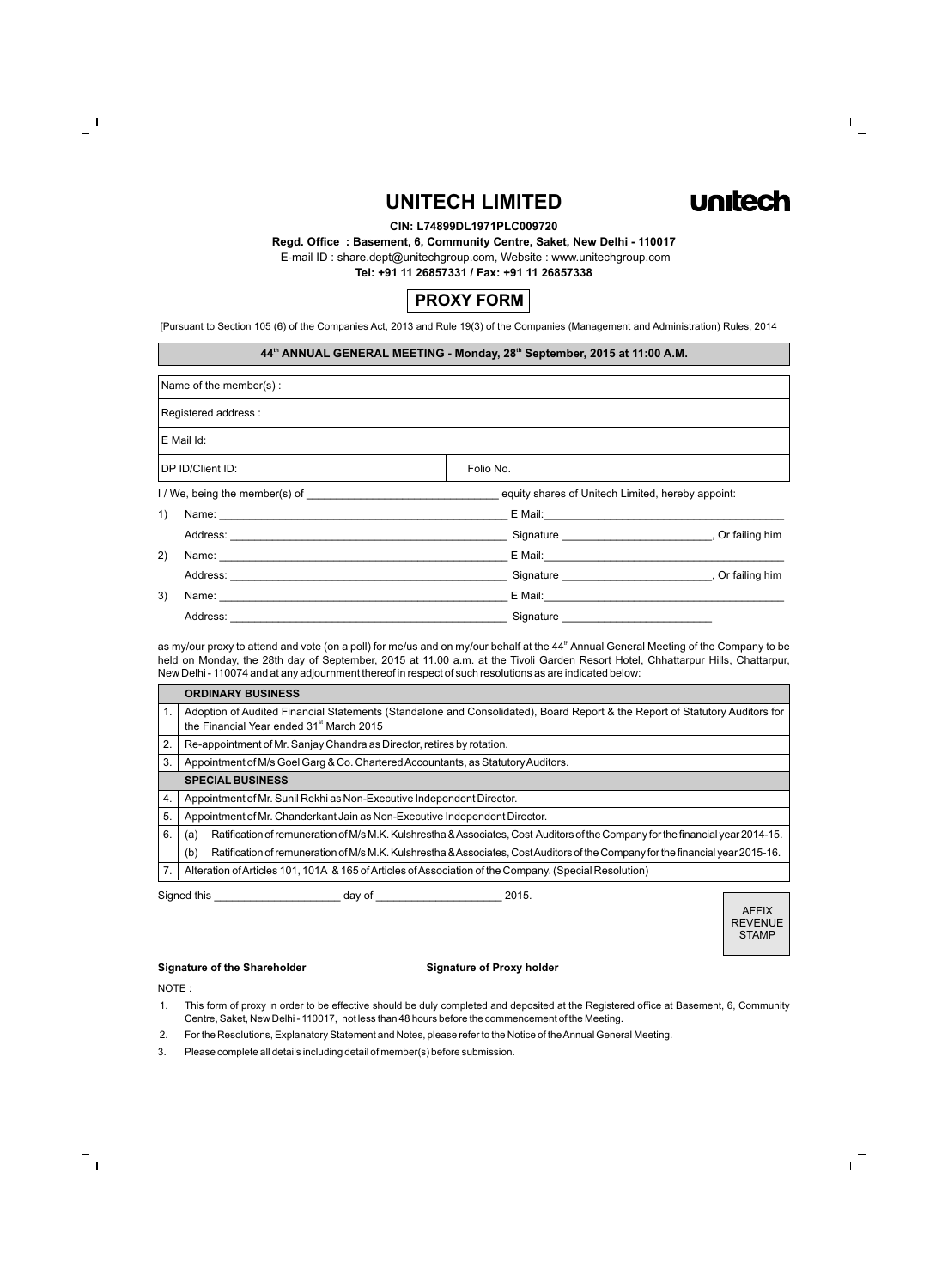# UNITECH LIMITED

unitech

**CIN: L74899DL1971PLC009720**

**Regd. Office : Basement, 6, Community Centre, Saket, New Delhi - 110017**

E-mail ID : share.dept@unitechgroup.com, Website : www.unitechgroup.com

**Tel: +91 11 26857331 / Fax: +91 11 26857338**

## PROXY FORM

[Pursuant to Section 105 (6) of the Companies Act, 2013 and Rule 19(3) of the Companies (Management and Administration) Rules, 2014

**44th ANNUAL GENERAL MEETING - Monday, 28th September, 2015 at 11:00 A.M.**

| | |
|---|---|
| Name of the member(s) : | |
| Registered address : | |
| E Mail Id: | |
| DP ID/Client ID: | Folio No. |

I / We, being the member(s) of ______________________________ equity shares of Unitech Limited, hereby appoint:

1) Name: ______________________________ E Mail: ______________________________
   Address: ______________________________ Signature ______________________, Or failing him

2) Name: ______________________________ E Mail: ______________________________
   Address: ______________________________ Signature ______________________, Or failing him

3) Name: ______________________________ E Mail: ______________________________
   Address: ______________________________ Signature ______________________

as my/our proxy to attend and vote (on a poll) for me/us and on my/our behalf at the 44th Annual General Meeting of the Company to be held on Monday, the 28th day of September, 2015 at 11.00 a.m. at the Tivoli Garden Resort Hotel, Chhattarpur Hills, Chattarpur, New Delhi - 110074 and at any adjournment thereof in respect of such resolutions as are indicated below:

| | **ORDINARY BUSINESS** |
|---|---|
| 1. | Adoption of Audited Financial Statements (Standalone and Consolidated), Board Report & the Report of Statutory Auditors for the Financial Year ended 31st March 2015 |
| 2. | Re-appointment of Mr. Sanjay Chandra as Director, retires by rotation. |
| 3. | Appointment of M/s Goel Garg & Co. Chartered Accountants, as Statutory Auditors. |
| | **SPECIAL BUSINESS** |
| 4. | Appointment of Mr. Sunil Rekhi as Non-Executive Independent Director. |
| 5. | Appointment of Mr. Chanderkant Jain as Non-Executive Independent Director. |
| 6. | (a) Ratification of remuneration of M/s M.K. Kulshrestha & Associates, Cost Auditors of the Company for the financial year 2014-15. |
| | (b) Ratification of remuneration of M/s M.K. Kulshrestha & Associates, Cost Auditors of the Company for the financial year 2015-16. |
| 7. | Alteration of Articles 101, 101A & 165 of Articles of Association of the Company. (Special Resolution) |

Signed this ____________________ day of ____________________ 2015.

AFFIX REVENUE STAMP

**Signature of the Shareholder** **Signature of Proxy holder**

NOTE :

1. This form of proxy in order to be effective should be duly completed and deposited at the Registered office at Basement, 6, Community Centre, Saket, New Delhi - 110017, not less than 48 hours before the commencement of the Meeting.
2. For the Resolutions, Explanatory Statement and Notes, please refer to the Notice of the Annual General Meeting.
3. Please complete all details including detail of member(s) before submission.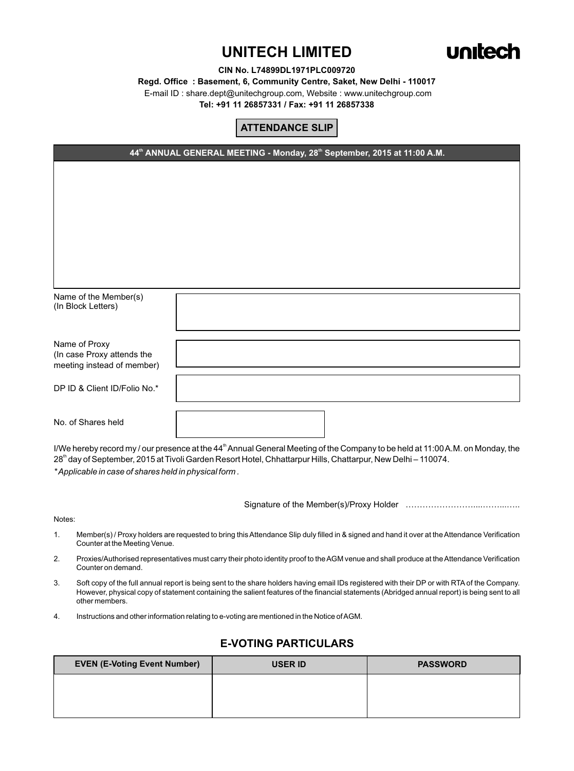# UNITECH LIMITED

unitech

**CIN No. L74899DL1971PLC009720**

**Regd. Office : Basement, 6, Community Centre, Saket, New Delhi - 110017**

E-mail ID : share.dept@unitechgroup.com, Website : www.unitechgroup.com

**Tel: +91 11 26857331 / Fax: +91 11 26857338**

## ATTENDANCE SLIP

**44th ANNUAL GENERAL MEETING - Monday, 28th September, 2015 at 11:00 A.M.**

| | |
|---|---|
| Name of the Member(s) (In Block Letters) | |
| Name of Proxy (In case Proxy attends the meeting instead of member) | |
| DP ID & Client ID/Folio No.* | |
| No. of Shares held | |

I/We hereby record my / our presence at the 44th Annual General Meeting of the Company to be held at 11:00 A.M. on Monday, the 28th day of September, 2015 at Tivoli Garden Resort Hotel, Chhattarpur Hills, Chattarpur, New Delhi – 110074.

*\* Applicable in case of shares held in physical form .*

Signature of the Member(s)/Proxy Holder ……………………....……..…..

Notes:

1. Member(s) / Proxy holders are requested to bring this Attendance Slip duly filled in & signed and hand it over at the Attendance Verification Counter at the Meeting Venue.
2. Proxies/Authorised representatives must carry their photo identity proof to the AGM venue and shall produce at the Attendance Verification Counter on demand.
3. Soft copy of the full annual report is being sent to the share holders having email IDs registered with their DP or with RTA of the Company. However, physical copy of statement containing the salient features of the financial statements (Abridged annual report) is being sent to all other members.
4. Instructions and other information relating to e-voting are mentioned in the Notice of AGM.

## E-VOTING PARTICULARS

| EVEN (E-Voting Event Number) | USER ID | PASSWORD |
|---|---|---|
| | | |